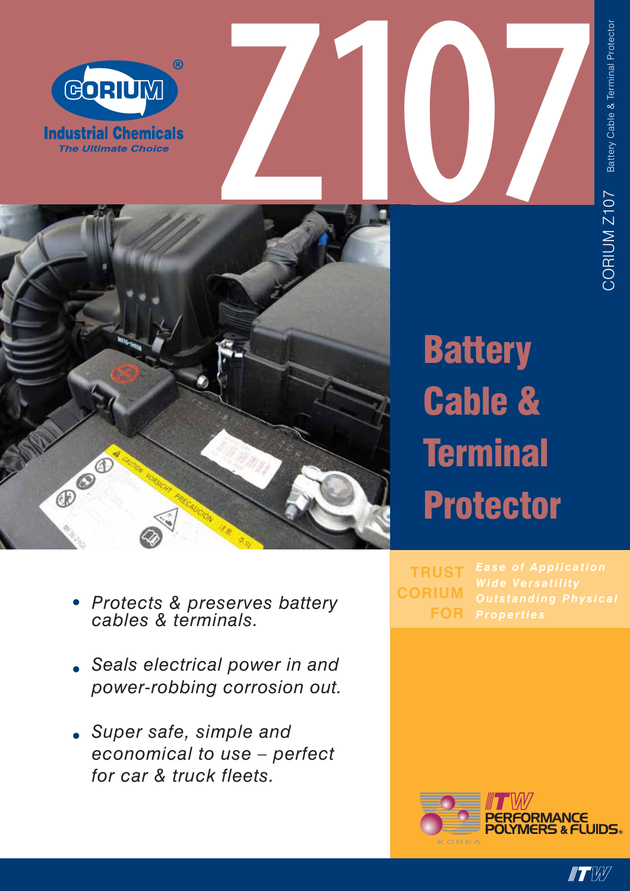CORIUM®

Industrial Chemicals

*The Ultimate Choice*

# Z107

CORIUM Z107 Battery Cable & Terminal Protector

## Battery Cable & Terminal Protector

- *Protects & preserves battery cables & terminals.*
- *Seals electrical power in and power-robbing corrosion out.*
- *Super safe, simple and economical to use – perfect for car & truck fleets.*

**TRUST CORIUM FOR**

*Ease of Application*
*Wide Versatility*
*Outstanding Physical Properties*

ITW PERFORMANCE POLYMERS & FLUIDS® KOREA

ITW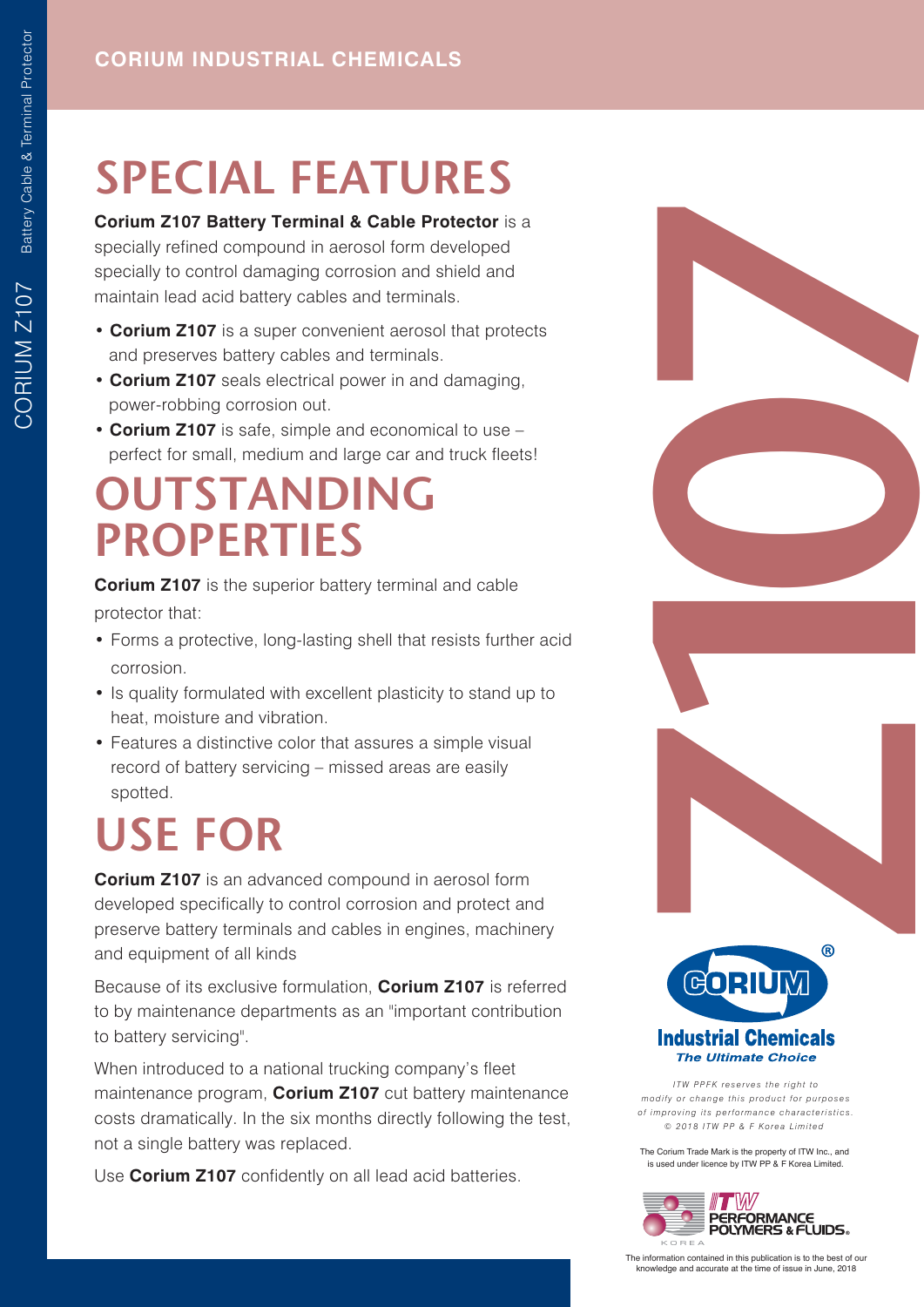CORIUM INDUSTRIAL CHEMICALS

# SPECIAL FEATURES

**Corium Z107 Battery Terminal & Cable Protector** is a specially refined compound in aerosol form developed specially to control damaging corrosion and shield and maintain lead acid battery cables and terminals.

- **Corium Z107** is a super convenient aerosol that protects and preserves battery cables and terminals.
- **Corium Z107** seals electrical power in and damaging, power-robbing corrosion out.
- **Corium Z107** is safe, simple and economical to use – perfect for small, medium and large car and truck fleets!

# OUTSTANDING PROPERTIES

**Corium Z107** is the superior battery terminal and cable protector that:

- Forms a protective, long-lasting shell that resists further acid corrosion.
- Is quality formulated with excellent plasticity to stand up to heat, moisture and vibration.
- Features a distinctive color that assures a simple visual record of battery servicing – missed areas are easily spotted.

# USE FOR

**Corium Z107** is an advanced compound in aerosol form developed specifically to control corrosion and protect and preserve battery terminals and cables in engines, machinery and equipment of all kinds

Because of its exclusive formulation, **Corium Z107** is referred to by maintenance departments as an "important contribution to battery servicing".

When introduced to a national trucking company's fleet maintenance program, **Corium Z107** cut battery maintenance costs dramatically. In the six months directly following the test, not a single battery was replaced.

Use **Corium Z107** confidently on all lead acid batteries.

Z107

CORIUM®

Industrial Chemicals

*The Ultimate Choice*

*ITW PPFK reserves the right to modify or change this product for purposes of improving its performance characteristics. © 2018 ITW PP & F Korea Limited*

The Corium Trade Mark is the property of ITW Inc., and is used under licence by ITW PP & F Korea Limited.

ITW PERFORMANCE POLYMERS & FLUIDS. KOREA

The information contained in this publication is to the best of our knowledge and accurate at the time of issue in June, 2018